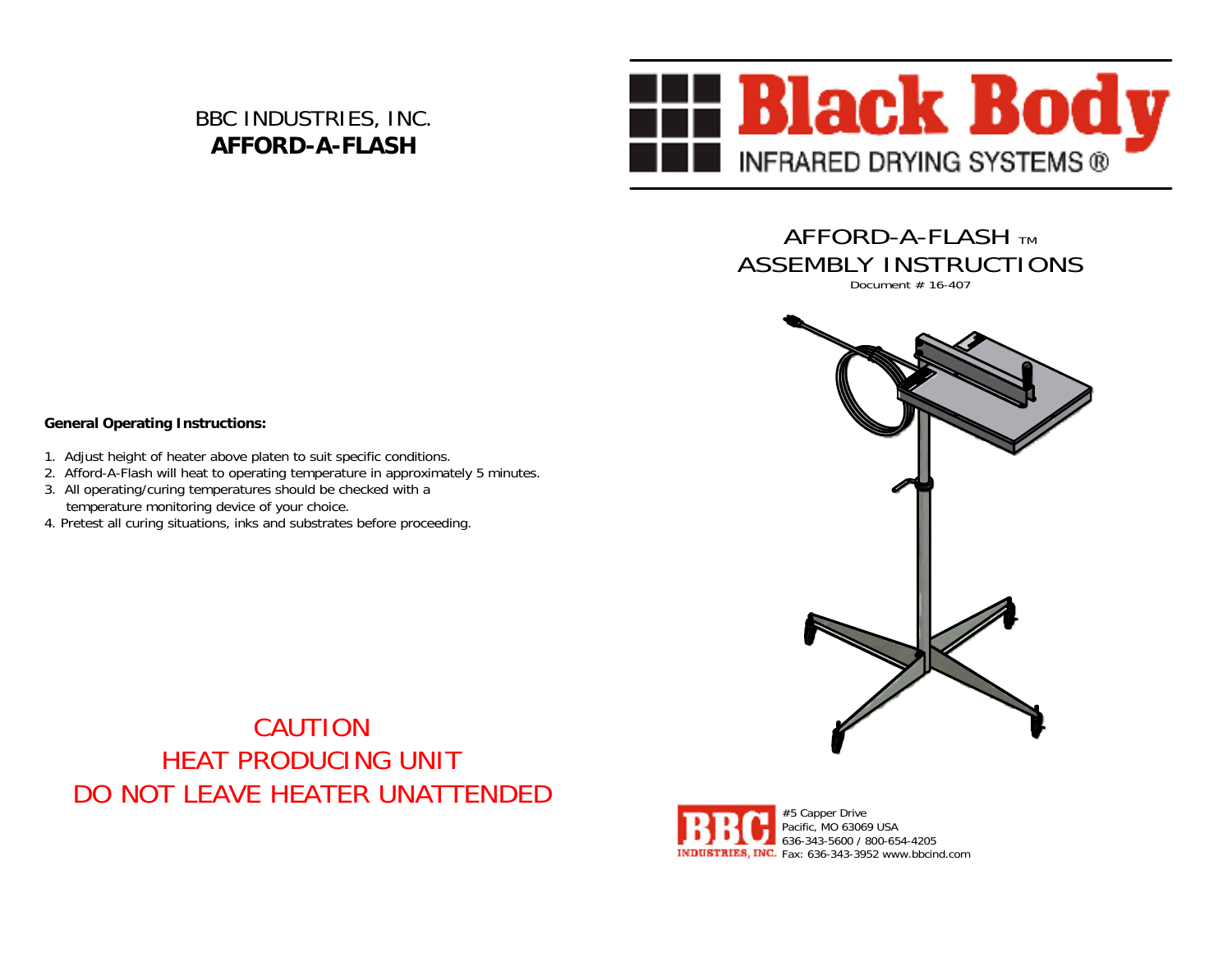BBC INDUSTRIES, INC.

**AFFORD-A-FLASH**

# Black Body

INFRARED DRYING SYSTEMS ®

## AFFORD-A-FLASH ™
## ASSEMBLY INSTRUCTIONS

Document # 16-407

**General Operating Instructions:**

1. Adjust height of heater above platen to suit specific conditions.
2. Afford-A-Flash will heat to operating temperature in approximately 5 minutes.
3. All operating/curing temperatures should be checked with a temperature monitoring device of your choice.
4. Pretest all curing situations, inks and substrates before proceeding.

CAUTION

HEAT PRODUCING UNIT

DO NOT LEAVE HEATER UNATTENDED

BBC INDUSTRIES, INC.

#5 Capper Drive
Pacific, MO 63069 USA
636-343-5600 / 800-654-4205
Fax: 636-343-3952 www.bbcind.com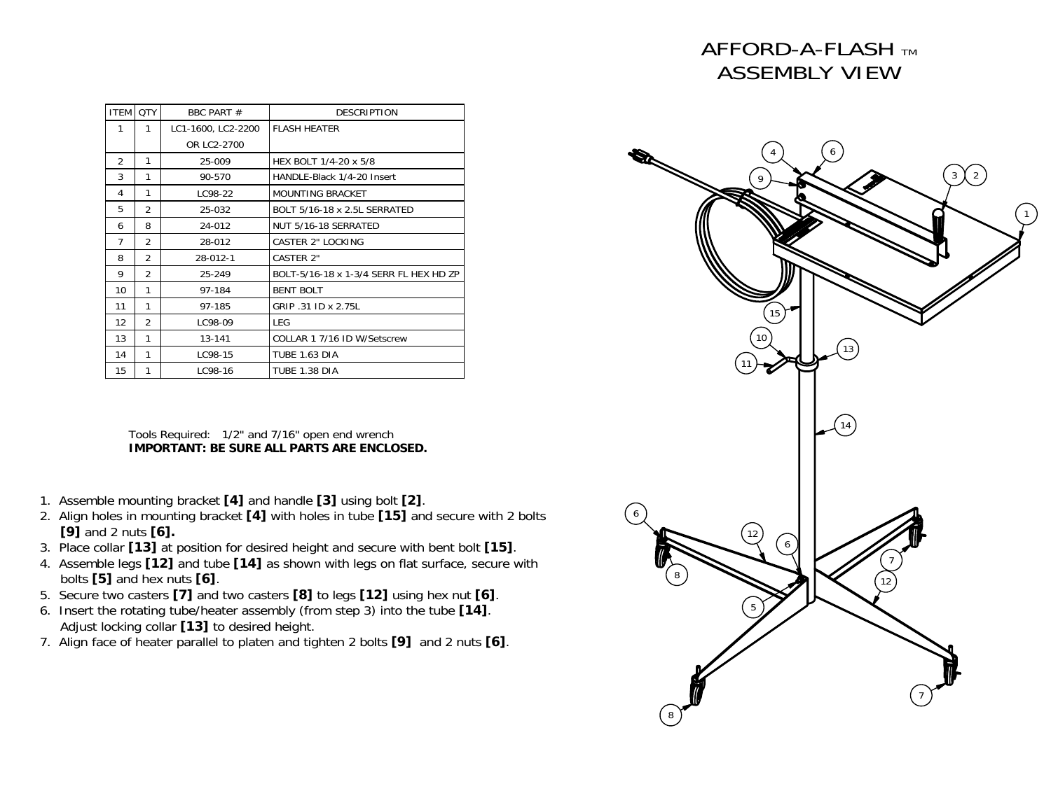# AFFORD-A-FLASH ™ ASSEMBLY VIEW

| ITEM | QTY | BBC PART # | DESCRIPTION |
|---|---|---|---|
| 1 | 1 | LC1-1600, LC2-2200 OR LC2-2700 | FLASH HEATER |
| 2 | 1 | 25-009 | HEX BOLT 1/4-20 x 5/8 |
| 3 | 1 | 90-570 | HANDLE-Black 1/4-20 Insert |
| 4 | 1 | LC98-22 | MOUNTING BRACKET |
| 5 | 2 | 25-032 | BOLT 5/16-18 x 2.5L SERRATED |
| 6 | 8 | 24-012 | NUT 5/16-18 SERRATED |
| 7 | 2 | 28-012 | CASTER 2" LOCKING |
| 8 | 2 | 28-012-1 | CASTER 2" |
| 9 | 2 | 25-249 | BOLT-5/16-18 x 1-3/4 SERR FL HEX HD ZP |
| 10 | 1 | 97-184 | BENT BOLT |
| 11 | 1 | 97-185 | GRIP .31 ID x 2.75L |
| 12 | 2 | LC98-09 | LEG |
| 13 | 1 | 13-141 | COLLAR 1 7/16 ID W/Setscrew |
| 14 | 1 | LC98-15 | TUBE 1.63 DIA |
| 15 | 1 | LC98-16 | TUBE 1.38 DIA |

Tools Required: 1/2" and 7/16" open end wrench
**IMPORTANT: BE SURE ALL PARTS ARE ENCLOSED.**

1. Assemble mounting bracket **[4]** and handle **[3]** using bolt **[2]**.
2. Align holes in mounting bracket **[4]** with holes in tube **[15]** and secure with 2 bolts **[9]** and 2 nuts **[6].**
3. Place collar **[13]** at position for desired height and secure with bent bolt **[15]**.
4. Assemble legs **[12]** and tube **[14]** as shown with legs on flat surface, secure with bolts **[5]** and hex nuts **[6]**.
5. Secure two casters **[7]** and two casters **[8]** to legs **[12]** using hex nut **[6]**.
6. Insert the rotating tube/heater assembly (from step 3) into the tube **[14]**. Adjust locking collar **[13]** to desired height.
7. Align face of heater parallel to platen and tighten 2 bolts **[9]** and 2 nuts **[6]**.

4
6
9
3
2
1
15
10
13
11
14
6
12
6
7
8
12
5
7
8